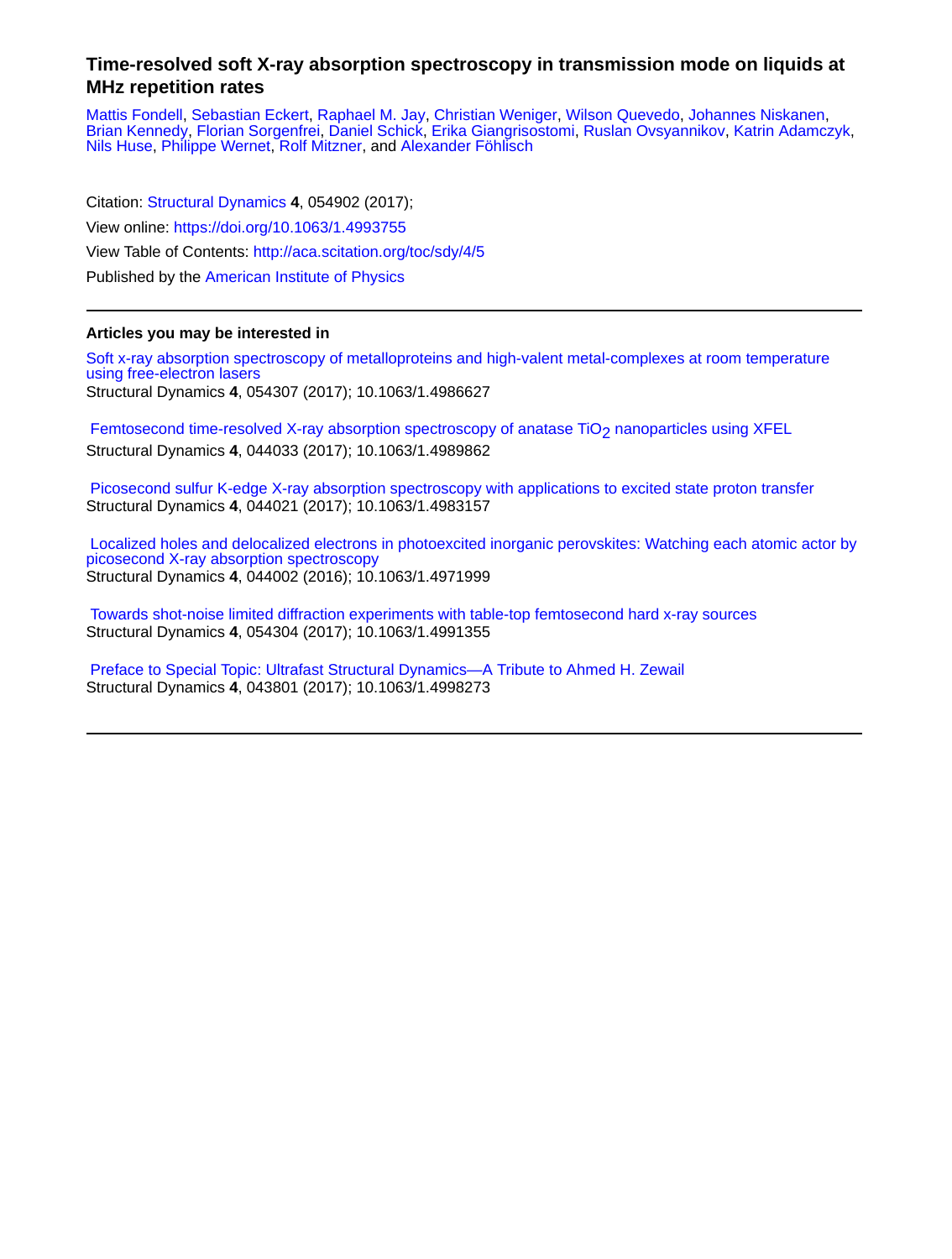# Time-resolved soft X-ray absorption spectroscopy in transmission mode on liquids at MHz repetition rates

Mattis Fondell, Sebastian Eckert, Raphael M. Jay, Christian Weniger, Wilson Quevedo, Johannes Niskanen, Brian Kennedy, Florian Sorgenfrei, Daniel Schick, Erika Giangrisostomi, Ruslan Ovsyannikov, Katrin Adamczyk, Nils Huse, Philippe Wernet, Rolf Mitzner, and Alexander Föhlisch

Citation: Structural Dynamics **4**, 054902 (2017);

View online: https://doi.org/10.1063/1.4993755

View Table of Contents: http://aca.scitation.org/toc/sdy/4/5

Published by the American Institute of Physics

---

**Articles you may be interested in**

Soft x-ray absorption spectroscopy of metalloproteins and high-valent metal-complexes at room temperature using free-electron lasers
Structural Dynamics **4**, 054307 (2017); 10.1063/1.4986627

Femtosecond time-resolved X-ray absorption spectroscopy of anatase $TiO_2$ nanoparticles using XFEL
Structural Dynamics **4**, 044033 (2017); 10.1063/1.4989862

Picosecond sulfur K-edge X-ray absorption spectroscopy with applications to excited state proton transfer
Structural Dynamics **4**, 044021 (2017); 10.1063/1.4983157

Localized holes and delocalized electrons in photoexcited inorganic perovskites: Watching each atomic actor by picosecond X-ray absorption spectroscopy
Structural Dynamics **4**, 044002 (2016); 10.1063/1.4971999

Towards shot-noise limited diffraction experiments with table-top femtosecond hard x-ray sources
Structural Dynamics **4**, 054304 (2017); 10.1063/1.4991355

Preface to Special Topic: Ultrafast Structural Dynamics—A Tribute to Ahmed H. Zewail
Structural Dynamics **4**, 043801 (2017); 10.1063/1.4998273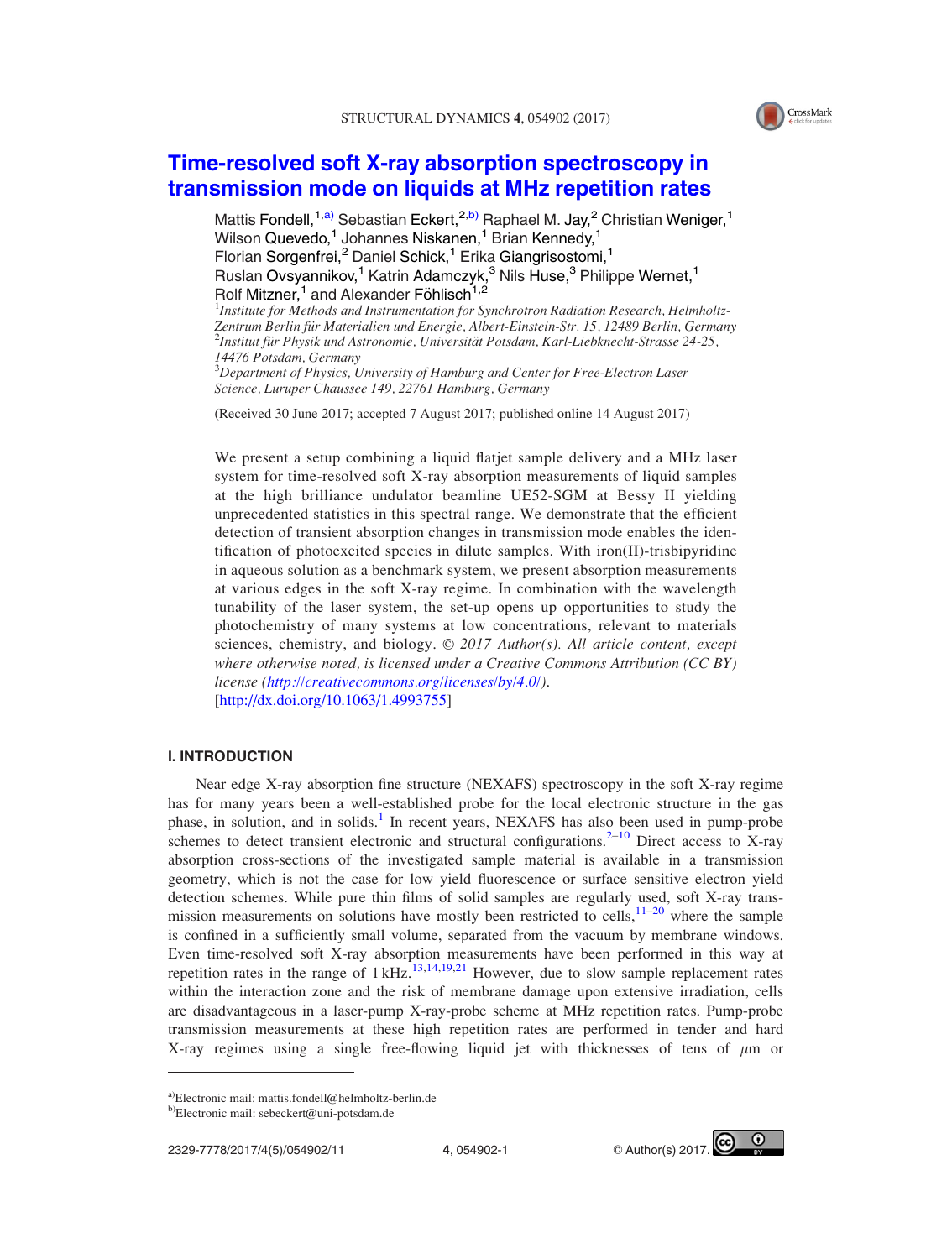# Time-resolved soft X-ray absorption spectroscopy in transmission mode on liquids at MHz repetition rates

Mattis Fondell,[1,a)] Sebastian Eckert,[2,b)] Raphael M. Jay,[2] Christian Weniger,[1] Wilson Quevedo,[1] Johannes Niskanen,[1] Brian Kennedy,[1] Florian Sorgenfrei,[2] Daniel Schick,[1] Erika Giangrisostomi,[1] Ruslan Ovsyannikov,[1] Katrin Adamczyk,[3] Nils Huse,[3] Philippe Wernet,[1] Rolf Mitzner,[1] and Alexander Föhlisch[1,2]

[1]*Institute for Methods and Instrumentation for Synchrotron Radiation Research, Helmholtz-Zentrum Berlin für Materialien und Energie, Albert-Einstein-Str. 15, 12489 Berlin, Germany*
[2]*Institut für Physik und Astronomie, Universität Potsdam, Karl-Liebknecht-Strasse 24-25, 14476 Potsdam, Germany*
[3]*Department of Physics, University of Hamburg and Center for Free-Electron Laser Science, Luruper Chaussee 149, 22761 Hamburg, Germany*

(Received 30 June 2017; accepted 7 August 2017; published online 14 August 2017)

We present a setup combining a liquid flatjet sample delivery and a MHz laser system for time-resolved soft X-ray absorption measurements of liquid samples at the high brilliance undulator beamline UE52-SGM at Bessy II yielding unprecedented statistics in this spectral range. We demonstrate that the efficient detection of transient absorption changes in transmission mode enables the identification of photoexcited species in dilute samples. With iron(II)-trisbipyridine in aqueous solution as a benchmark system, we present absorption measurements at various edges in the soft X-ray regime. In combination with the wavelength tunability of the laser system, the set-up opens up opportunities to study the photochemistry of many systems at low concentrations, relevant to materials sciences, chemistry, and biology. © *2017 Author(s). All article content, except where otherwise noted, is licensed under a Creative Commons Attribution (CC BY) license (http://creativecommons.org/licenses/by/4.0/).*
[http://dx.doi.org/10.1063/1.4993755]

## I. INTRODUCTION

Near edge X-ray absorption fine structure (NEXAFS) spectroscopy in the soft X-ray regime has for many years been a well-established probe for the local electronic structure in the gas phase, in solution, and in solids.[1] In recent years, NEXAFS has also been used in pump-probe schemes to detect transient electronic and structural configurations.[2–10] Direct access to X-ray absorption cross-sections of the investigated sample material is available in a transmission geometry, which is not the case for low yield fluorescence or surface sensitive electron yield detection schemes. While pure thin films of solid samples are regularly used, soft X-ray transmission measurements on solutions have mostly been restricted to cells,[11–20] where the sample is confined in a sufficiently small volume, separated from the vacuum by membrane windows. Even time-resolved soft X-ray absorption measurements have been performed in this way at repetition rates in the range of 1 kHz.[13,14,19,21] However, due to slow sample replacement rates within the interaction zone and the risk of membrane damage upon extensive irradiation, cells are disadvantageous in a laser-pump X-ray-probe scheme at MHz repetition rates. Pump-probe transmission measurements at these high repetition rates are performed in tender and hard X-ray regimes using a single free-flowing liquid jet with thicknesses of tens of $\mu$m or

a)Electronic mail: mattis.fondell@helmholtz-berlin.de
b)Electronic mail: sebeckert@uni-potsdam.de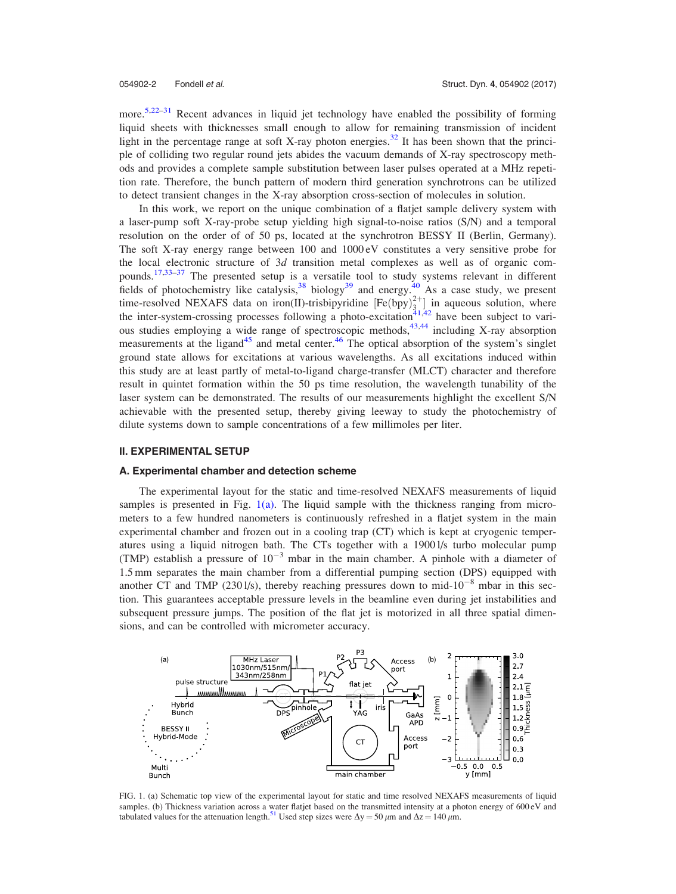more.[5,22–31] Recent advances in liquid jet technology have enabled the possibility of forming liquid sheets with thicknesses small enough to allow for remaining transmission of incident light in the percentage range at soft X-ray photon energies.[32] It has been shown that the principle of colliding two regular round jets abides the vacuum demands of X-ray spectroscopy methods and provides a complete sample substitution between laser pulses operated at a MHz repetition rate. Therefore, the bunch pattern of modern third generation synchrotrons can be utilized to detect transient changes in the X-ray absorption cross-section of molecules in solution.

In this work, we report on the unique combination of a flatjet sample delivery system with a laser-pump soft X-ray-probe setup yielding high signal-to-noise ratios (S/N) and a temporal resolution on the order of of 50 ps, located at the synchrotron BESSY II (Berlin, Germany). The soft X-ray energy range between 100 and 1000 eV constitutes a very sensitive probe for the local electronic structure of 3*d* transition metal complexes as well as of organic compounds.[17,33–37] The presented setup is a versatile tool to study systems relevant in different fields of photochemistry like catalysis,[38] biology[39] and energy.[40] As a case study, we present time-resolved NEXAFS data on iron(II)-trisbipyridine $[Fe(bpy)_3^{2+}]$ in aqueous solution, where the inter-system-crossing processes following a photo-excitation[41,42] have been subject to various studies employing a wide range of spectroscopic methods,[43,44] including X-ray absorption measurements at the ligand[45] and metal center.[46] The optical absorption of the system's singlet ground state allows for excitations at various wavelengths. As all excitations induced within this study are at least partly of metal-to-ligand charge-transfer (MLCT) character and therefore result in quintet formation within the 50 ps time resolution, the wavelength tunability of the laser system can be demonstrated. The results of our measurements highlight the excellent S/N achievable with the presented setup, thereby giving leeway to study the photochemistry of dilute systems down to sample concentrations of a few millimoles per liter.

## II. EXPERIMENTAL SETUP

### A. Experimental chamber and detection scheme

The experimental layout for the static and time-resolved NEXAFS measurements of liquid samples is presented in Fig. 1(a). The liquid sample with the thickness ranging from micrometers to a few hundred nanometers is continuously refreshed in a flatjet system in the main experimental chamber and frozen out in a cooling trap (CT) which is kept at cryogenic temperatures using a liquid nitrogen bath. The CTs together with a 1900 l/s turbo molecular pump (TMP) establish a pressure of $10^{-3}$ mbar in the main chamber. A pinhole with a diameter of 1.5 mm separates the main chamber from a differential pumping section (DPS) equipped with another CT and TMP (230 l/s), thereby reaching pressures down to mid-$10^{-8}$ mbar in this section. This guarantees acceptable pressure levels in the beamline even during jet instabilities and subsequent pressure jumps. The position of the flat jet is motorized in all three spatial dimensions, and can be controlled with micrometer accuracy.

FIG. 1. (a) Schematic top view of the experimental layout for static and time resolved NEXAFS measurements of liquid samples. (b) Thickness variation across a water flatjet based on the transmitted intensity at a photon energy of 600 eV and tabulated values for the attenuation length.[51] Used step sizes were $\Delta y = 50\,\mu m$ and $\Delta z = 140\,\mu m$.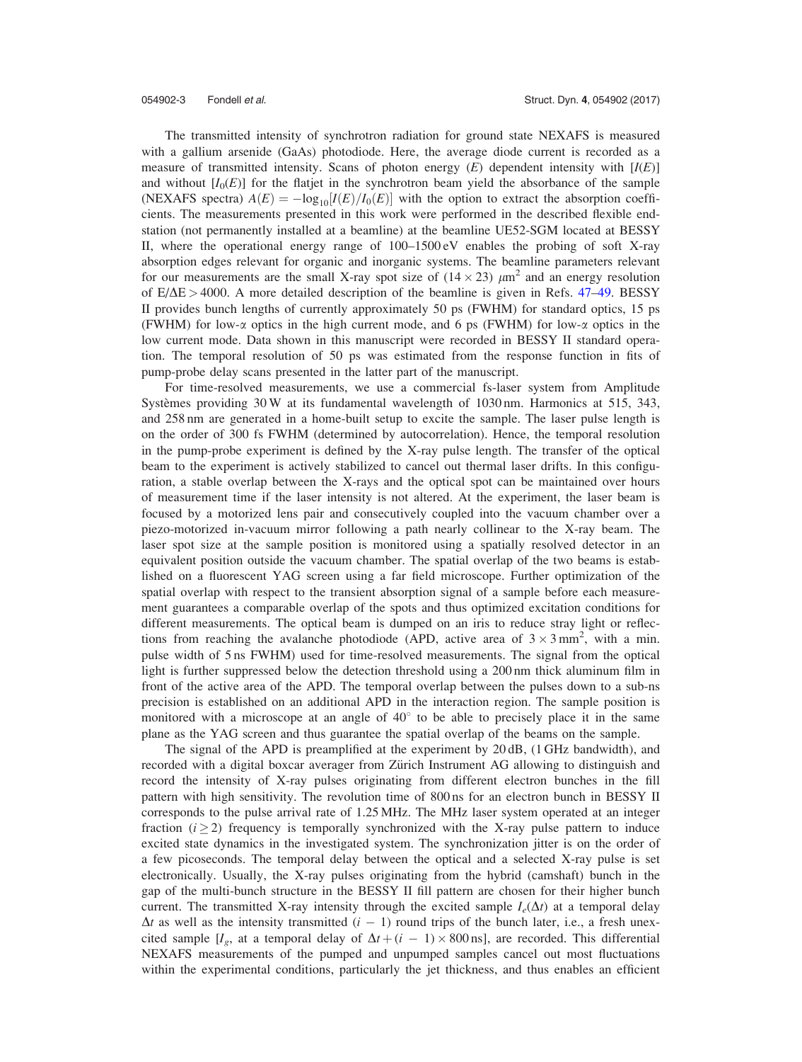The transmitted intensity of synchrotron radiation for ground state NEXAFS is measured with a gallium arsenide (GaAs) photodiode. Here, the average diode current is recorded as a measure of transmitted intensity. Scans of photon energy ($E$) dependent intensity with [$I(E)$] and without [$I_0(E)$] for the flatjet in the synchrotron beam yield the absorbance of the sample (NEXAFS spectra) $A(E) = -\log_{10}[I(E)/I_0(E)]$ with the option to extract the absorption coefficients. The measurements presented in this work were performed in the described flexible endstation (not permanently installed at a beamline) at the beamline UE52-SGM located at BESSY II, where the operational energy range of 100–1500 eV enables the probing of soft X-ray absorption edges relevant for organic and inorganic systems. The beamline parameters relevant for our measurements are the small X-ray spot size of $(14 \times 23)\ \mu\text{m}^2$ and an energy resolution of $E/\Delta E > 4000$. A more detailed description of the beamline is given in Refs. 47–49. BESSY II provides bunch lengths of currently approximately 50 ps (FWHM) for standard optics, 15 ps (FWHM) for low-$\alpha$ optics in the high current mode, and 6 ps (FWHM) for low-$\alpha$ optics in the low current mode. Data shown in this manuscript were recorded in BESSY II standard operation. The temporal resolution of 50 ps was estimated from the response function in fits of pump-probe delay scans presented in the latter part of the manuscript.

For time-resolved measurements, we use a commercial fs-laser system from Amplitude Systèmes providing 30 W at its fundamental wavelength of 1030 nm. Harmonics at 515, 343, and 258 nm are generated in a home-built setup to excite the sample. The laser pulse length is on the order of 300 fs FWHM (determined by autocorrelation). Hence, the temporal resolution in the pump-probe experiment is defined by the X-ray pulse length. The transfer of the optical beam to the experiment is actively stabilized to cancel out thermal laser drifts. In this configuration, a stable overlap between the X-rays and the optical spot can be maintained over hours of measurement time if the laser intensity is not altered. At the experiment, the laser beam is focused by a motorized lens pair and consecutively coupled into the vacuum chamber over a piezo-motorized in-vacuum mirror following a path nearly collinear to the X-ray beam. The laser spot size at the sample position is monitored using a spatially resolved detector in an equivalent position outside the vacuum chamber. The spatial overlap of the two beams is established on a fluorescent YAG screen using a far field microscope. Further optimization of the spatial overlap with respect to the transient absorption signal of a sample before each measurement guarantees a comparable overlap of the spots and thus optimized excitation conditions for different measurements. The optical beam is dumped on an iris to reduce stray light or reflections from reaching the avalanche photodiode (APD, active area of $3 \times 3\ \text{mm}^2$, with a min. pulse width of 5 ns FWHM) used for time-resolved measurements. The signal from the optical light is further suppressed below the detection threshold using a 200 nm thick aluminum film in front of the active area of the APD. The temporal overlap between the pulses down to a sub-ns precision is established on an additional APD in the interaction region. The sample position is monitored with a microscope at an angle of 40° to be able to precisely place it in the same plane as the YAG screen and thus guarantee the spatial overlap of the beams on the sample.

The signal of the APD is preamplified at the experiment by 20 dB, (1 GHz bandwidth), and recorded with a digital boxcar averager from Zürich Instrument AG allowing to distinguish and record the intensity of X-ray pulses originating from different electron bunches in the fill pattern with high sensitivity. The revolution time of 800 ns for an electron bunch in BESSY II corresponds to the pulse arrival rate of 1.25 MHz. The MHz laser system operated at an integer fraction ($i \geq 2$) frequency is temporally synchronized with the X-ray pulse pattern to induce excited state dynamics in the investigated system. The synchronization jitter is on the order of a few picoseconds. The temporal delay between the optical and a selected X-ray pulse is set electronically. Usually, the X-ray pulses originating from the hybrid (camshaft) bunch in the gap of the multi-bunch structure in the BESSY II fill pattern are chosen for their higher bunch current. The transmitted X-ray intensity through the excited sample $I_e(\Delta t)$ at a temporal delay $\Delta t$ as well as the intensity transmitted $(i-1)$ round trips of the bunch later, i.e., a fresh unexcited sample [$I_g$, at a temporal delay of $\Delta t + (i-1) \times 800\ \text{ns}$], are recorded. This differential NEXAFS measurements of the pumped and unpumped samples cancel out most fluctuations within the experimental conditions, particularly the jet thickness, and thus enables an efficient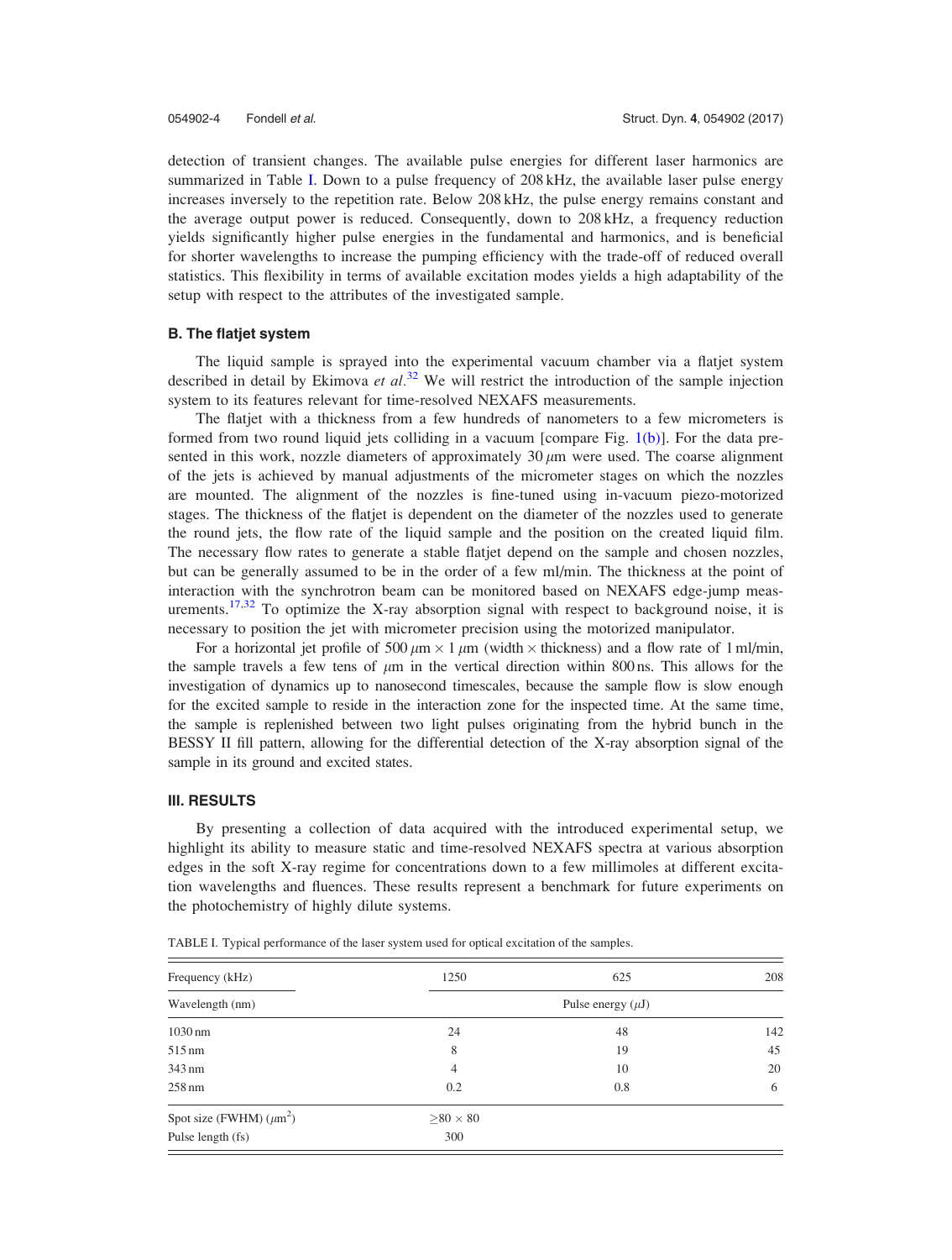detection of transient changes. The available pulse energies for different laser harmonics are summarized in Table I. Down to a pulse frequency of 208 kHz, the available laser pulse energy increases inversely to the repetition rate. Below 208 kHz, the pulse energy remains constant and the average output power is reduced. Consequently, down to 208 kHz, a frequency reduction yields significantly higher pulse energies in the fundamental and harmonics, and is beneficial for shorter wavelengths to increase the pumping efficiency with the trade-off of reduced overall statistics. This flexibility in terms of available excitation modes yields a high adaptability of the setup with respect to the attributes of the investigated sample.

### B. The flatjet system

The liquid sample is sprayed into the experimental vacuum chamber via a flatjet system described in detail by Ekimova *et al.*[32] We will restrict the introduction of the sample injection system to its features relevant for time-resolved NEXAFS measurements.

The flatjet with a thickness from a few hundreds of nanometers to a few micrometers is formed from two round liquid jets colliding in a vacuum [compare Fig. 1(b)]. For the data presented in this work, nozzle diameters of approximately 30 $\mu$m were used. The coarse alignment of the jets is achieved by manual adjustments of the micrometer stages on which the nozzles are mounted. The alignment of the nozzles is fine-tuned using in-vacuum piezo-motorized stages. The thickness of the flatjet is dependent on the diameter of the nozzles used to generate the round jets, the flow rate of the liquid sample and the position on the created liquid film. The necessary flow rates to generate a stable flatjet depend on the sample and chosen nozzles, but can be generally assumed to be in the order of a few ml/min. The thickness at the point of interaction with the synchrotron beam can be monitored based on NEXAFS edge-jump measurements.[17,32] To optimize the X-ray absorption signal with respect to background noise, it is necessary to position the jet with micrometer precision using the motorized manipulator.

For a horizontal jet profile of 500 $\mu$m $\times$ 1 $\mu$m (width $\times$ thickness) and a flow rate of 1 ml/min, the sample travels a few tens of $\mu$m in the vertical direction within 800 ns. This allows for the investigation of dynamics up to nanosecond timescales, because the sample flow is slow enough for the excited sample to reside in the interaction zone for the inspected time. At the same time, the sample is replenished between two light pulses originating from the hybrid bunch in the BESSY II fill pattern, allowing for the differential detection of the X-ray absorption signal of the sample in its ground and excited states.

## III. RESULTS

By presenting a collection of data acquired with the introduced experimental setup, we highlight its ability to measure static and time-resolved NEXAFS spectra at various absorption edges in the soft X-ray regime for concentrations down to a few millimoles at different excitation wavelengths and fluences. These results represent a benchmark for future experiments on the photochemistry of highly dilute systems.

TABLE I. Typical performance of the laser system used for optical excitation of the samples.

| Frequency (kHz) | 1250 | 625 | 208 |
|---|---|---|---|
| Wavelength (nm) | Pulse energy ($\mu$J) | | |
| 1030 nm | 24 | 48 | 142 |
| 515 nm | 8 | 19 | 45 |
| 343 nm | 4 | 10 | 20 |
| 258 nm | 0.2 | 0.8 | 6 |
| Spot size (FWHM) ($\mu$m$^2$) | $\geq$80 $\times$ 80 | | |
| Pulse length (fs) | 300 | | |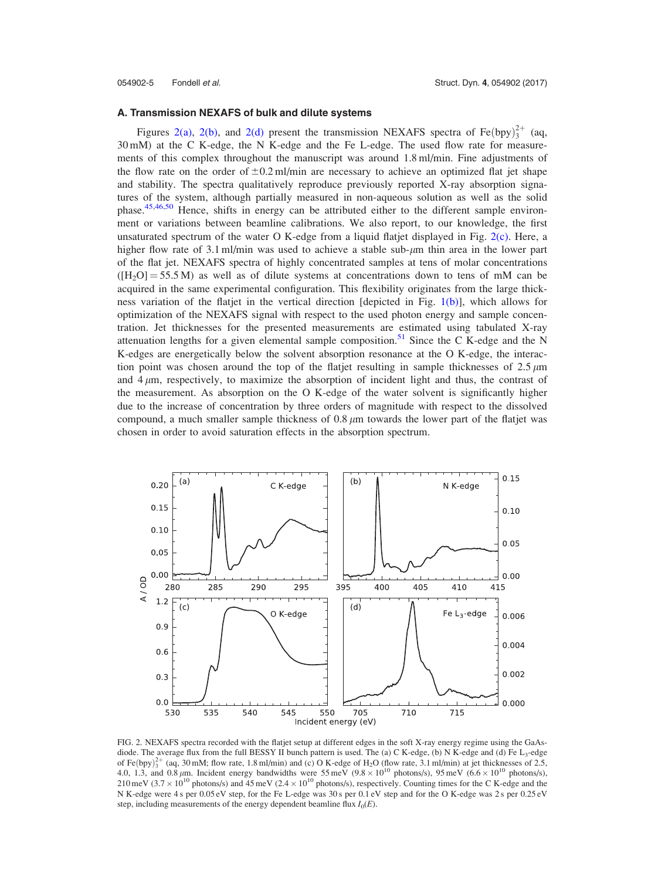### A. Transmission NEXAFS of bulk and dilute systems

Figures 2(a), 2(b), and 2(d) present the transmission NEXAFS spectra of $Fe(bpy)_3^{2+}$ (aq, 30 mM) at the C K-edge, the N K-edge and the Fe L-edge. The used flow rate for measurements of this complex throughout the manuscript was around 1.8 ml/min. Fine adjustments of the flow rate on the order of $\pm 0.2$ ml/min are necessary to achieve an optimized flat jet shape and stability. The spectra qualitatively reproduce previously reported X-ray absorption signatures of the system, although partially measured in non-aqueous solution as well as the solid phase.[45,46,50] Hence, shifts in energy can be attributed either to the different sample environment or variations between beamline calibrations. We also report, to our knowledge, the first unsaturated spectrum of the water O K-edge from a liquid flatjet displayed in Fig. 2(c). Here, a higher flow rate of 3.1 ml/min was used to achieve a stable sub-$\mu$m thin area in the lower part of the flat jet. NEXAFS spectra of highly concentrated samples at tens of molar concentrations ($[H_2O] = 55.5$ M) as well as of dilute systems at concentrations down to tens of mM can be acquired in the same experimental configuration. This flexibility originates from the large thickness variation of the flatjet in the vertical direction [depicted in Fig. 1(b)], which allows for optimization of the NEXAFS signal with respect to the used photon energy and sample concentration. Jet thicknesses for the presented measurements are estimated using tabulated X-ray attenuation lengths for a given elemental sample composition.[51] Since the C K-edge and the N K-edges are energetically below the solvent absorption resonance at the O K-edge, the interaction point was chosen around the top of the flatjet resulting in sample thicknesses of 2.5 $\mu$m and 4 $\mu$m, respectively, to maximize the absorption of incident light and thus, the contrast of the measurement. As absorption on the O K-edge of the water solvent is significantly higher due to the increase of concentration by three orders of magnitude with respect to the dissolved compound, a much smaller sample thickness of 0.8 $\mu$m towards the lower part of the flatjet was chosen in order to avoid saturation effects in the absorption spectrum.

FIG. 2. NEXAFS spectra recorded with the flatjet setup at different edges in the soft X-ray energy regime using the GaAs-diode. The average flux from the full BESSY II bunch pattern is used. The (a) C K-edge, (b) N K-edge and (d) Fe $L_3$-edge of $Fe(bpy)_3^{2+}$ (aq, 30 mM; flow rate, 1.8 ml/min) and (c) O K-edge of $H_2O$ (flow rate, 3.1 ml/min) at jet thicknesses of 2.5, 4.0, 1.3, and 0.8 $\mu$m. Incident energy bandwidths were 55 meV ($9.8 \times 10^{10}$ photons/s), 95 meV ($6.6 \times 10^{10}$ photons/s), 210 meV ($3.7 \times 10^{10}$ photons/s) and 45 meV ($2.4 \times 10^{10}$ photons/s), respectively. Counting times for the C K-edge and the N K-edge were 4 s per 0.05 eV step, for the Fe L-edge was 30 s per 0.1 eV step and for the O K-edge was 2 s per 0.25 eV step, including measurements of the energy dependent beamline flux $I_0(E)$.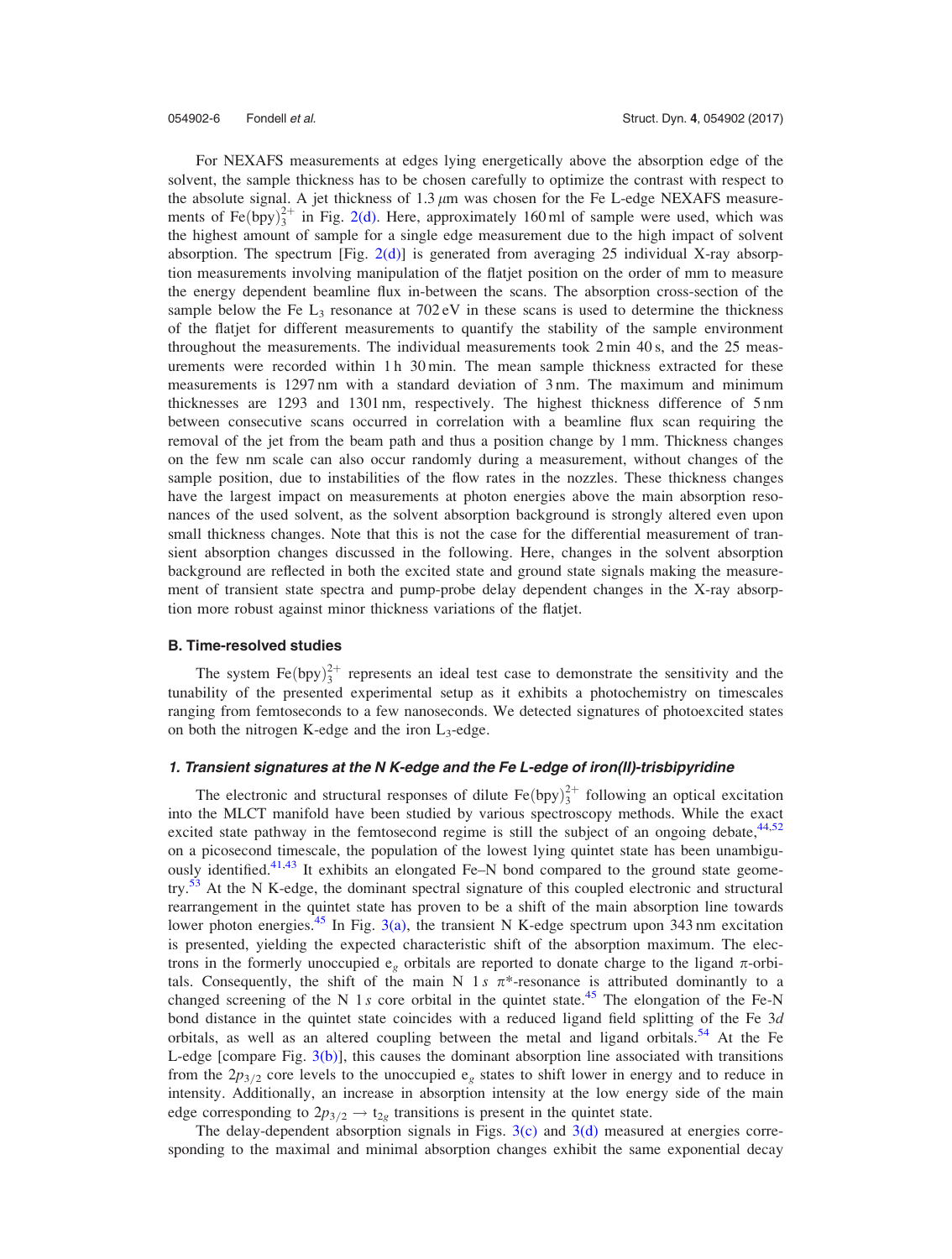For NEXAFS measurements at edges lying energetically above the absorption edge of the solvent, the sample thickness has to be chosen carefully to optimize the contrast with respect to the absolute signal. A jet thickness of 1.3 $\mu$m was chosen for the Fe L-edge NEXAFS measurements of $Fe(bpy)_3^{2+}$ in Fig. 2(d). Here, approximately 160 ml of sample were used, which was the highest amount of sample for a single edge measurement due to the high impact of solvent absorption. The spectrum [Fig. 2(d)] is generated from averaging 25 individual X-ray absorption measurements involving manipulation of the flatjet position on the order of mm to measure the energy dependent beamline flux in-between the scans. The absorption cross-section of the sample below the Fe $L_3$ resonance at 702 eV in these scans is used to determine the thickness of the flatjet for different measurements to quantify the stability of the sample environment throughout the measurements. The individual measurements took 2 min 40 s, and the 25 measurements were recorded within 1 h 30 min. The mean sample thickness extracted for these measurements is 1297 nm with a standard deviation of 3 nm. The maximum and minimum thicknesses are 1293 and 1301 nm, respectively. The highest thickness difference of 5 nm between consecutive scans occurred in correlation with a beamline flux scan requiring the removal of the jet from the beam path and thus a position change by 1 mm. Thickness changes on the few nm scale can also occur randomly during a measurement, without changes of the sample position, due to instabilities of the flow rates in the nozzles. These thickness changes have the largest impact on measurements at photon energies above the main absorption resonances of the used solvent, as the solvent absorption background is strongly altered even upon small thickness changes. Note that this is not the case for the differential measurement of transient absorption changes discussed in the following. Here, changes in the solvent absorption background are reflected in both the excited state and ground state signals making the measurement of transient state spectra and pump-probe delay dependent changes in the X-ray absorption more robust against minor thickness variations of the flatjet.

### B. Time-resolved studies

The system $Fe(bpy)_3^{2+}$ represents an ideal test case to demonstrate the sensitivity and the tunability of the presented experimental setup as it exhibits a photochemistry on timescales ranging from femtoseconds to a few nanoseconds. We detected signatures of photoexcited states on both the nitrogen K-edge and the iron $L_3$-edge.

#### *1. Transient signatures at the N K-edge and the Fe L-edge of iron(II)-trisbipyridine*

The electronic and structural responses of dilute $Fe(bpy)_3^{2+}$ following an optical excitation into the MLCT manifold have been studied by various spectroscopy methods. While the exact excited state pathway in the femtosecond regime is still the subject of an ongoing debate,[44,52] on a picosecond timescale, the population of the lowest lying quintet state has been unambiguously identified.[41,43] It exhibits an elongated Fe–N bond compared to the ground state geometry.[53] At the N K-edge, the dominant spectral signature of this coupled electronic and structural rearrangement in the quintet state has proven to be a shift of the main absorption line towards lower photon energies.[45] In Fig. 3(a), the transient N K-edge spectrum upon 343 nm excitation is presented, yielding the expected characteristic shift of the absorption maximum. The electrons in the formerly unoccupied $e_g$ orbitals are reported to donate charge to the ligand $\pi$-orbitals. Consequently, the shift of the main N 1$s$ $\pi$*-resonance is attributed dominantly to a changed screening of the N 1$s$ core orbital in the quintet state.[45] The elongation of the Fe-N bond distance in the quintet state coincides with a reduced ligand field splitting of the Fe 3$d$ orbitals, as well as an altered coupling between the metal and ligand orbitals.[54] At the Fe L-edge [compare Fig. 3(b)], this causes the dominant absorption line associated with transitions from the $2p_{3/2}$ core levels to the unoccupied $e_g$ states to shift lower in energy and to reduce in intensity. Additionally, an increase in absorption intensity at the low energy side of the main edge corresponding to $2p_{3/2} \rightarrow t_{2g}$ transitions is present in the quintet state.

The delay-dependent absorption signals in Figs. 3(c) and 3(d) measured at energies corresponding to the maximal and minimal absorption changes exhibit the same exponential decay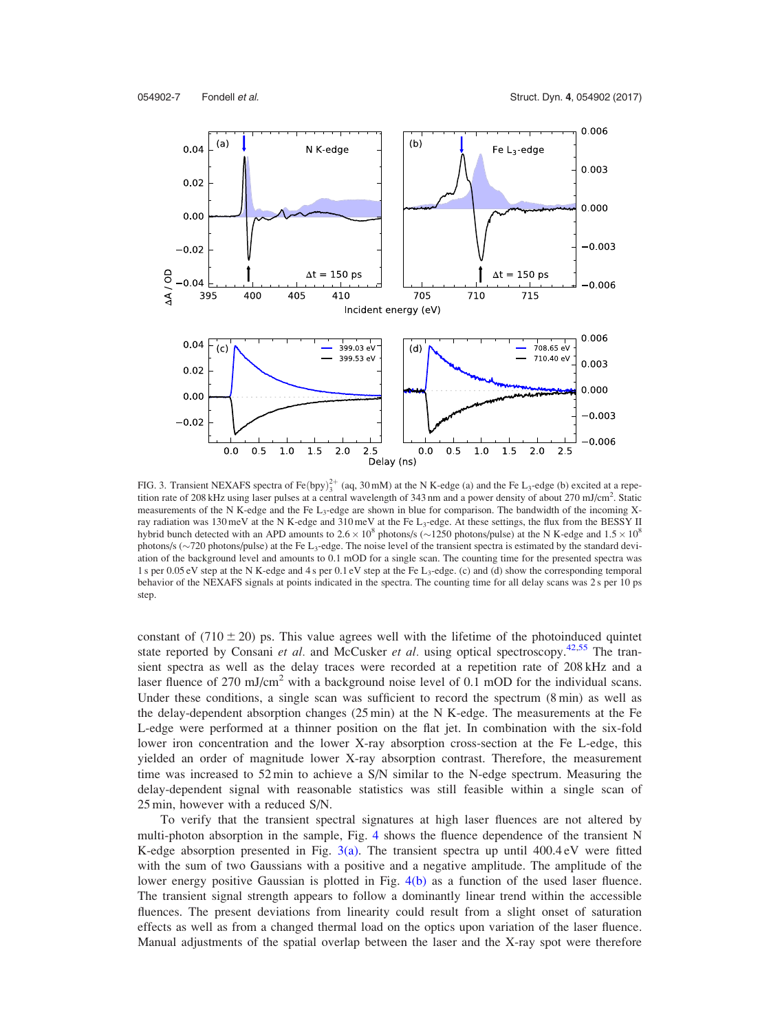FIG. 3. Transient NEXAFS spectra of $Fe(bpy)_3^{2+}$ (aq, 30 mM) at the N K-edge (a) and the Fe $L_3$-edge (b) excited at a repetition rate of 208 kHz using laser pulses at a central wavelength of 343 nm and a power density of about 270 mJ/cm$^2$. Static measurements of the N K-edge and the Fe $L_3$-edge are shown in blue for comparison. The bandwidth of the incoming X-ray radiation was 130 meV at the N K-edge and 310 meV at the Fe $L_3$-edge. At these settings, the flux from the BESSY II hybrid bunch detected with an APD amounts to $2.6 \times 10^8$ photons/s (~1250 photons/pulse) at the N K-edge and $1.5 \times 10^8$ photons/s (~720 photons/pulse) at the Fe $L_3$-edge. The noise level of the transient spectra is estimated by the standard deviation of the background level and amounts to 0.1 mOD for a single scan. The counting time for the presented spectra was 1 s per 0.05 eV step at the N K-edge and 4 s per 0.1 eV step at the Fe $L_3$-edge. (c) and (d) show the corresponding temporal behavior of the NEXAFS signals at points indicated in the spectra. The counting time for all delay scans was 2 s per 10 ps step.

constant of $(710 \pm 20)$ ps. This value agrees well with the lifetime of the photoinduced quintet state reported by Consani *et al.* and McCusker *et al.* using optical spectroscopy.[42,55] The transient spectra as well as the delay traces were recorded at a repetition rate of 208 kHz and a laser fluence of 270 mJ/cm$^2$ with a background noise level of 0.1 mOD for the individual scans. Under these conditions, a single scan was sufficient to record the spectrum (8 min) as well as the delay-dependent absorption changes (25 min) at the N K-edge. The measurements at the Fe L-edge were performed at a thinner position on the flat jet. In combination with the six-fold lower iron concentration and the lower X-ray absorption cross-section at the Fe L-edge, this yielded an order of magnitude lower X-ray absorption contrast. Therefore, the measurement time was increased to 52 min to achieve a S/N similar to the N-edge spectrum. Measuring the delay-dependent signal with reasonable statistics was still feasible within a single scan of 25 min, however with a reduced S/N.

To verify that the transient spectral signatures at high laser fluences are not altered by multi-photon absorption in the sample, Fig. 4 shows the fluence dependence of the transient N K-edge absorption presented in Fig. 3(a). The transient spectra up until 400.4 eV were fitted with the sum of two Gaussians with a positive and a negative amplitude. The amplitude of the lower energy positive Gaussian is plotted in Fig. 4(b) as a function of the used laser fluence. The transient signal strength appears to follow a dominantly linear trend within the accessible fluences. The present deviations from linearity could result from a slight onset of saturation effects as well as from a changed thermal load on the optics upon variation of the laser fluence. Manual adjustments of the spatial overlap between the laser and the X-ray spot were therefore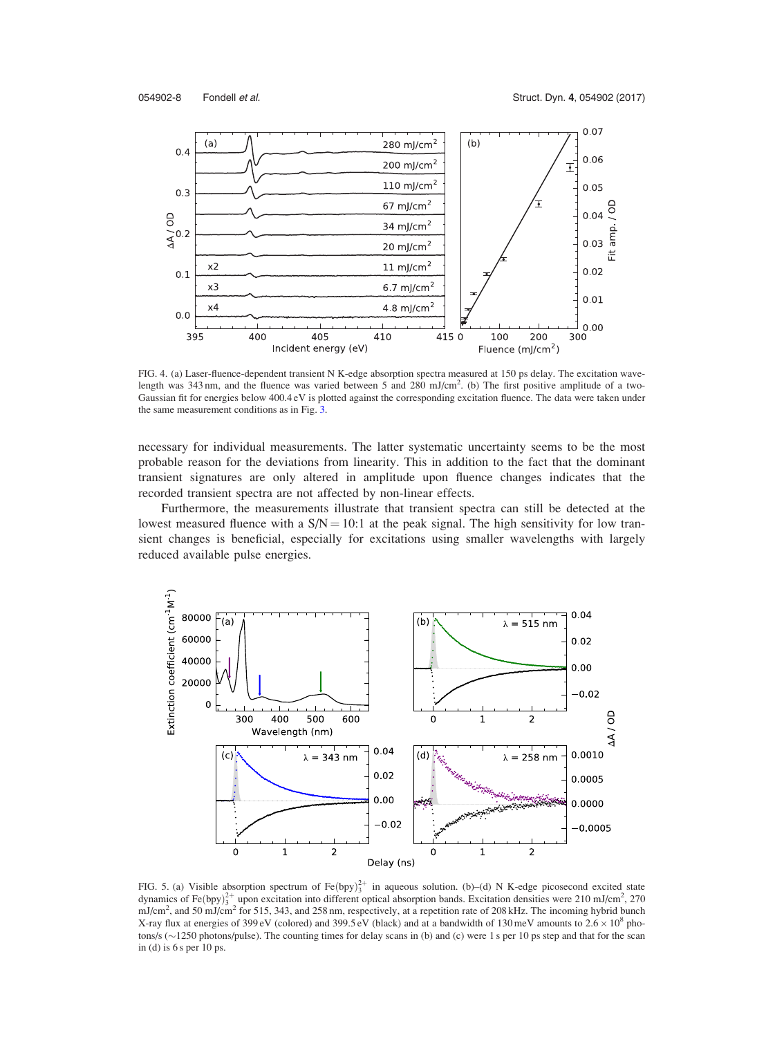FIG. 4. (a) Laser-fluence-dependent transient N K-edge absorption spectra measured at 150 ps delay. The excitation wavelength was 343 nm, and the fluence was varied between 5 and 280 mJ/cm$^2$. (b) The first positive amplitude of a two-Gaussian fit for energies below 400.4 eV is plotted against the corresponding excitation fluence. The data were taken under the same measurement conditions as in Fig. 3.

necessary for individual measurements. The latter systematic uncertainty seems to be the most probable reason for the deviations from linearity. This in addition to the fact that the dominant transient signatures are only altered in amplitude upon fluence changes indicates that the recorded transient spectra are not affected by non-linear effects.

Furthermore, the measurements illustrate that transient spectra can still be detected at the lowest measured fluence with a S/N = 10:1 at the peak signal. The high sensitivity for low transient changes is beneficial, especially for excitations using smaller wavelengths with largely reduced available pulse energies.

FIG. 5. (a) Visible absorption spectrum of $Fe(bpy)_3^{2+}$ in aqueous solution. (b)–(d) N K-edge picosecond excited state dynamics of $Fe(bpy)_3^{2+}$ upon excitation into different optical absorption bands. Excitation densities were 210 mJ/cm$^2$, 270 mJ/cm$^2$, and 50 mJ/cm$^2$ for 515, 343, and 258 nm, respectively, at a repetition rate of 208 kHz. The incoming hybrid bunch X-ray flux at energies of 399 eV (colored) and 399.5 eV (black) and at a bandwidth of 130 meV amounts to $2.6 \times 10^8$ photons/s (~1250 photons/pulse). The counting times for delay scans in (b) and (c) were 1 s per 10 ps step and that for the scan in (d) is 6 s per 10 ps.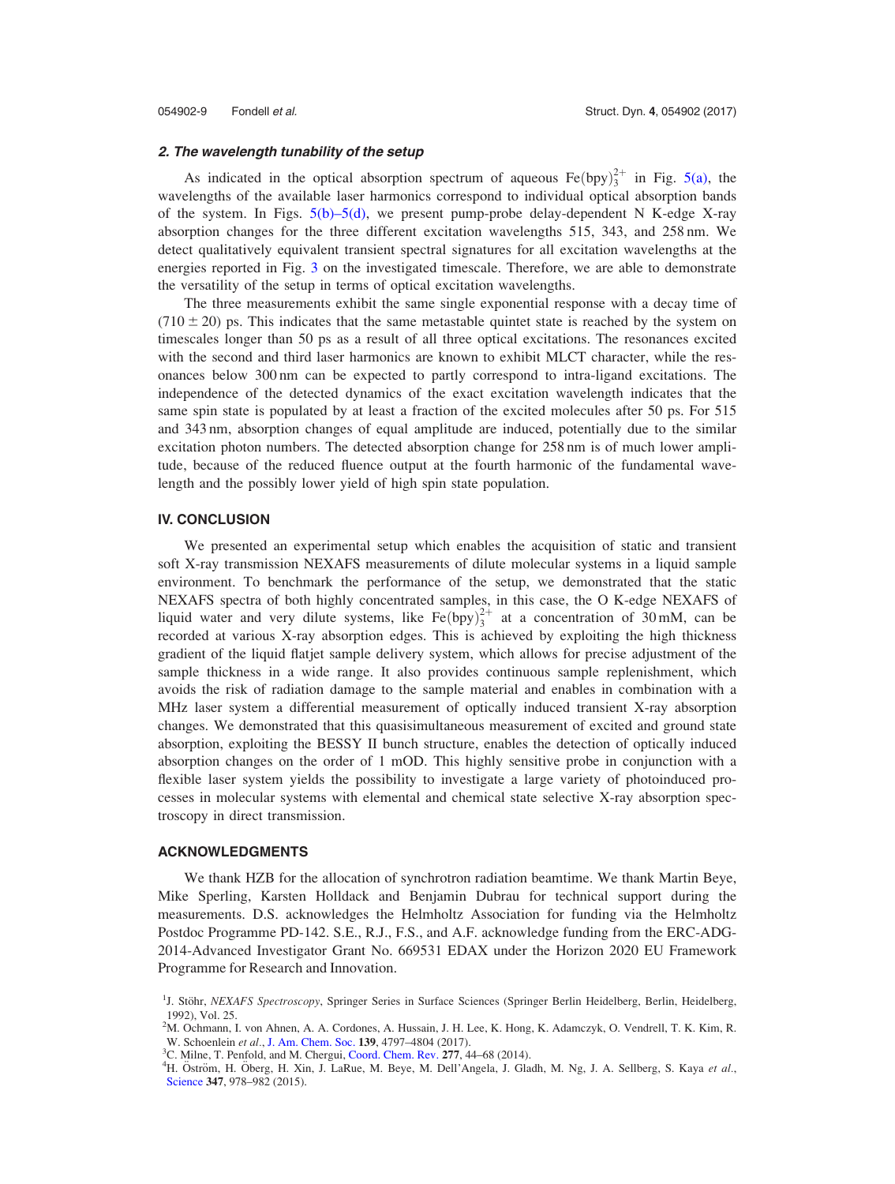### 2. The wavelength tunability of the setup

As indicated in the optical absorption spectrum of aqueous $Fe(bpy)_3^{2+}$ in Fig. 5(a), the wavelengths of the available laser harmonics correspond to individual optical absorption bands of the system. In Figs. 5(b)–5(d), we present pump-probe delay-dependent N K-edge X-ray absorption changes for the three different excitation wavelengths 515, 343, and 258 nm. We detect qualitatively equivalent transient spectral signatures for all excitation wavelengths at the energies reported in Fig. 3 on the investigated timescale. Therefore, we are able to demonstrate the versatility of the setup in terms of optical excitation wavelengths.

The three measurements exhibit the same single exponential response with a decay time of $(710 \pm 20)$ ps. This indicates that the same metastable quintet state is reached by the system on timescales longer than 50 ps as a result of all three optical excitations. The resonances excited with the second and third laser harmonics are known to exhibit MLCT character, while the resonances below 300 nm can be expected to partly correspond to intra-ligand excitations. The independence of the detected dynamics of the exact excitation wavelength indicates that the same spin state is populated by at least a fraction of the excited molecules after 50 ps. For 515 and 343 nm, absorption changes of equal amplitude are induced, potentially due to the similar excitation photon numbers. The detected absorption change for 258 nm is of much lower amplitude, because of the reduced fluence output at the fourth harmonic of the fundamental wavelength and the possibly lower yield of high spin state population.

## IV. CONCLUSION

We presented an experimental setup which enables the acquisition of static and transient soft X-ray transmission NEXAFS measurements of dilute molecular systems in a liquid sample environment. To benchmark the performance of the setup, we demonstrated that the static NEXAFS spectra of both highly concentrated samples, in this case, the O K-edge NEXAFS of liquid water and very dilute systems, like $Fe(bpy)_3^{2+}$ at a concentration of 30 mM, can be recorded at various X-ray absorption edges. This is achieved by exploiting the high thickness gradient of the liquid flatjet sample delivery system, which allows for precise adjustment of the sample thickness in a wide range. It also provides continuous sample replenishment, which avoids the risk of radiation damage to the sample material and enables in combination with a MHz laser system a differential measurement of optically induced transient X-ray absorption changes. We demonstrated that this quasisimultaneous measurement of excited and ground state absorption, exploiting the BESSY II bunch structure, enables the detection of optically induced absorption changes on the order of 1 mOD. This highly sensitive probe in conjunction with a flexible laser system yields the possibility to investigate a large variety of photoinduced processes in molecular systems with elemental and chemical state selective X-ray absorption spectroscopy in direct transmission.

## ACKNOWLEDGMENTS

We thank HZB for the allocation of synchrotron radiation beamtime. We thank Martin Beye, Mike Sperling, Karsten Holldack and Benjamin Dubrau for technical support during the measurements. D.S. acknowledges the Helmholtz Association for funding via the Helmholtz Postdoc Programme PD-142. S.E., R.J., F.S., and A.F. acknowledge funding from the ERC-ADG-2014-Advanced Investigator Grant No. 669531 EDAX under the Horizon 2020 EU Framework Programme for Research and Innovation.

[1]J. Stöhr, *NEXAFS Spectroscopy*, Springer Series in Surface Sciences (Springer Berlin Heidelberg, Berlin, Heidelberg, 1992), Vol. 25.
[2]M. Ochmann, I. von Ahnen, A. A. Cordones, A. Hussain, J. H. Lee, K. Hong, K. Adamczyk, O. Vendrell, T. K. Kim, R. W. Schoenlein *et al.*, J. Am. Chem. Soc. **139**, 4797–4804 (2017).
[3]C. Milne, T. Penfold, and M. Chergui, Coord. Chem. Rev. **277**, 44–68 (2014).
[4]H. Öström, H. Öberg, H. Xin, J. LaRue, M. Beye, M. Dell'Angela, J. Gladh, M. Ng, J. A. Sellberg, S. Kaya *et al.*, Science **347**, 978–982 (2015).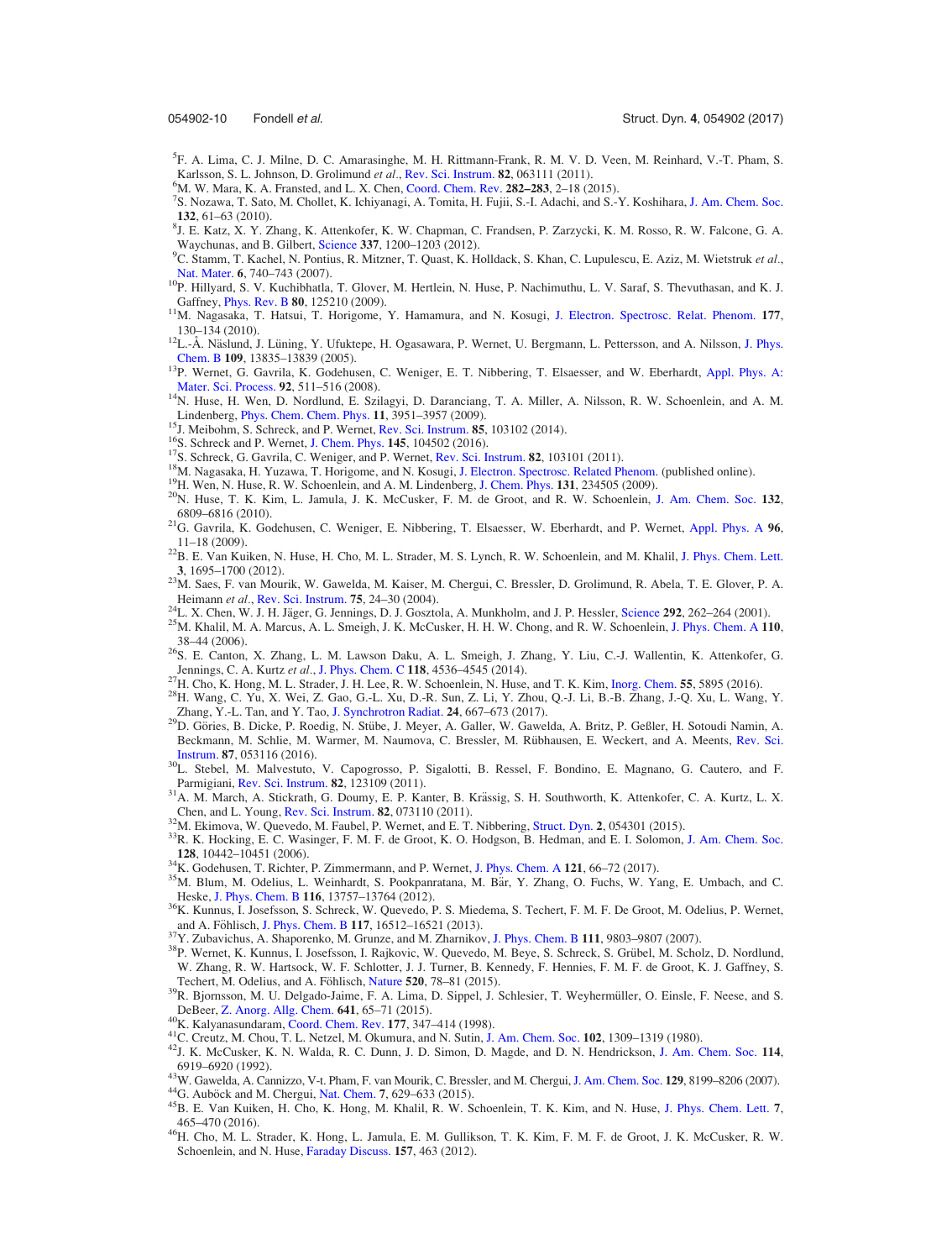[5]F. A. Lima, C. J. Milne, D. C. Amarasinghe, M. H. Rittmann-Frank, R. M. V. D. Veen, M. Reinhard, V.-T. Pham, S. Karlsson, S. L. Johnson, D. Grolimund *et al.*, Rev. Sci. Instrum. **82**, 063111 (2011).

[6]M. W. Mara, K. A. Fransted, and L. X. Chen, Coord. Chem. Rev. **282–283**, 2–18 (2015).

[7]S. Nozawa, T. Sato, M. Chollet, K. Ichiyanagi, A. Tomita, H. Fujii, S.-I. Adachi, and S.-Y. Koshihara, J. Am. Chem. Soc. **132**, 61–63 (2010).

[8]J. E. Katz, X. Y. Zhang, K. Attenkofer, K. W. Chapman, C. Frandsen, P. Zarzycki, K. M. Rosso, R. W. Falcone, G. A. Waychunas, and B. Gilbert, Science **337**, 1200–1203 (2012).

[9]C. Stamm, T. Kachel, N. Pontius, R. Mitzner, T. Quast, K. Holldack, S. Khan, C. Lupulescu, E. Aziz, M. Wietstruk *et al.*, Nat. Mater. **6**, 740–743 (2007).

[10]P. Hillyard, S. V. Kuchibhatla, T. Glover, M. Hertlein, N. Huse, P. Nachimuthu, L. V. Saraf, S. Thevuthasan, and K. J. Gaffney, Phys. Rev. B **80**, 125210 (2009).

[11]M. Nagasaka, T. Hatsui, T. Horigome, Y. Hamamura, and N. Kosugi, J. Electron. Spectrosc. Relat. Phenom. **177**, 130–134 (2010).

[12]L.-Å. Näslund, J. Lüning, Y. Ufuktepe, H. Ogasawara, P. Wernet, U. Bergmann, L. Pettersson, and A. Nilsson, J. Phys. Chem. B **109**, 13835–13839 (2005).

[13]P. Wernet, G. Gavrila, K. Godehusen, C. Weniger, E. T. Nibbering, T. Elsaesser, and W. Eberhardt, Appl. Phys. A: Mater. Sci. Process. **92**, 511–516 (2008).

[14]N. Huse, H. Wen, D. Nordlund, E. Szilagyi, D. Daranciang, T. A. Miller, A. Nilsson, R. W. Schoenlein, and A. M. Lindenberg, Phys. Chem. Chem. Phys. **11**, 3951–3957 (2009).

[15]J. Meibohm, S. Schreck, and P. Wernet, Rev. Sci. Instrum. **85**, 103102 (2014).

[16]S. Schreck and P. Wernet, J. Chem. Phys. **145**, 104502 (2016).

[17]S. Schreck, G. Gavrila, C. Weniger, and P. Wernet, Rev. Sci. Instrum. **82**, 103101 (2011).

[18]M. Nagasaka, H. Yuzawa, T. Horigome, and N. Kosugi, J. Electron Spectrosc. Related Phenom. (published online).

[19]H. Wen, N. Huse, R. W. Schoenlein, and A. M. Lindenberg, J. Chem. Phys. **131**, 234505 (2009).

[20]N. Huse, T. K. Kim, L. Jamula, J. K. McCusker, F. M. de Groot, and R. W. Schoenlein, J. Am. Chem. Soc. **132**, 6809–6816 (2010).

[21]G. Gavrila, K. Godehusen, C. Weniger, E. Nibbering, T. Elsaesser, W. Eberhardt, and P. Wernet, Appl. Phys. A **96**, 11–18 (2009).

[22]B. E. Van Kuiken, N. Huse, H. Cho, M. L. Strader, M. S. Lynch, R. W. Schoenlein, and M. Khalil, J. Phys. Chem. Lett. **3**, 1695–1700 (2012).

[23]M. Saes, F. van Mourik, W. Gawelda, M. Kaiser, M. Chergui, C. Bressler, D. Grolimund, R. Abela, T. E. Glover, P. A. Heimann *et al.*, Rev. Sci. Instrum. **75**, 24–30 (2004).

[24]L. X. Chen, W. J. H. Jäger, G. Jennings, D. J. Gosztola, A. Munkholm, and J. P. Hessler, Science **292**, 262–264 (2001).

[25]M. Khalil, M. A. Marcus, A. L. Smeigh, J. K. McCusker, H. H. W. Chong, and R. W. Schoenlein, J. Phys. Chem. A **110**, 38–44 (2006).

[26]S. E. Canton, X. Zhang, L. M. Lawson Daku, A. L. Smeigh, J. Zhang, Y. Liu, C.-J. Wallentin, K. Attenkofer, G. Jennings, C. A. Kurtz *et al.*, J. Phys. Chem. C **118**, 4536–4545 (2014).

[27]H. Cho, K. Hong, M. L. Strader, J. H. Lee, R. W. Schoenlein, N. Huse, and T. K. Kim, Inorg. Chem. **55**, 5895 (2016).

[28]H. Wang, C. Yu, X. Wei, Z. Gao, G.-L. Xu, D.-R. Sun, Z. Li, Y. Zhou, Q.-J. Li, B.-B. Zhang, J.-Q. Xu, L. Wang, Y. Zhang, Y.-L. Tan, and Y. Tao, J. Synchrotron Radiat. **24**, 667–673 (2017).

[29]D. Göries, B. Dicke, P. Roedig, N. Stübe, J. Meyer, A. Galler, W. Gawelda, A. Britz, P. Geßler, H. Sotoudi Namin, A. Beckmann, M. Schlie, M. Warmer, M. Naumova, C. Bressler, M. Rübhausen, E. Weckert, and A. Meents, Rev. Sci. Instrum. **87**, 053116 (2016).

[30]L. Stebel, M. Malvestuto, V. Capogrosso, P. Sigalotti, B. Ressel, F. Bondino, E. Magnano, G. Cautero, and F. Parmigiani, Rev. Sci. Instrum. **82**, 123109 (2011).

[31]A. M. March, A. Stickrath, G. Doumy, E. P. Kanter, B. Krässig, S. H. Southworth, K. Attenkofer, C. A. Kurtz, L. X. Chen, and L. Young, Rev. Sci. Instrum. **82**, 073110 (2011).

[32]M. Ekimova, W. Quevedo, M. Faubel, P. Wernet, and E. T. Nibbering, Struct. Dyn. **2**, 054301 (2015).

[33]R. K. Hocking, E. C. Wasinger, F. M. F. de Groot, K. O. Hodgson, B. Hedman, and E. I. Solomon, J. Am. Chem. Soc. **128**, 10442–10451 (2006).

[34]K. Godehusen, T. Richter, P. Zimmermann, and P. Wernet, J. Phys. Chem. A **121**, 66–72 (2017).

[35]M. Blum, M. Odelius, L. Weinhardt, S. Pookpanratana, M. Bär, Y. Zhang, O. Fuchs, W. Yang, E. Umbach, and C. Heske, J. Phys. Chem. B **116**, 13757–13764 (2012).

[36]K. Kunnus, I. Josefsson, S. Schreck, W. Quevedo, P. S. Miedema, S. Techert, F. M. F. De Groot, M. Odelius, P. Wernet, and A. Föhlisch, J. Phys. Chem. B **117**, 16512–16521 (2013).

[37]Y. Zubavichus, A. Shaporenko, M. Grunze, and M. Zharnikov, J. Phys. Chem. B **111**, 9803–9807 (2007).

[38]P. Wernet, K. Kunnus, I. Josefsson, I. Rajkovic, W. Quevedo, M. Beye, S. Schreck, S. Grübel, M. Scholz, D. Nordlund, W. Zhang, R. W. Hartsock, W. F. Schlotter, J. J. Turner, B. Kennedy, F. Hennies, F. M. F. de Groot, K. J. Gaffney, S. Techert, M. Odelius, and A. Föhlisch, Nature **520**, 78–81 (2015).

[39]R. Bjornsson, M. U. Delgado-Jaime, F. A. Lima, D. Sippel, J. Schlesier, T. Weyhermüller, O. Einsle, F. Neese, and S. DeBeer, Z. Anorg. Allg. Chem. **641**, 65–71 (2015).

[40]K. Kalyanasundaram, Coord. Chem. Rev. **177**, 347–414 (1998).

[41]C. Creutz, M. Chou, T. L. Netzel, M. Okumura, and N. Sutin, J. Am. Chem. Soc. **102**, 1309–1319 (1980).

[42]J. K. McCusker, K. N. Walda, R. C. Dunn, J. D. Simon, D. Magde, and D. N. Hendrickson, J. Am. Chem. Soc. **114**, 6919–6920 (1992).

[43]W. Gawelda, A. Cannizzo, V-t. Pham, F. van Mourik, C. Bressler, and M. Chergui, J. Am. Chem. Soc. **129**, 8199–8206 (2007).

[44]G. Auböck and M. Chergui, Nat. Chem. **7**, 629–633 (2015).

[45]B. E. Van Kuiken, H. Cho, K. Hong, M. Khalil, R. W. Schoenlein, T. K. Kim, and N. Huse, J. Phys. Chem. Lett. **7**, 465–470 (2016).

[46]H. Cho, M. L. Strader, K. Hong, L. Jamula, E. M. Gullikson, T. K. Kim, F. M. F. de Groot, J. K. McCusker, R. W. Schoenlein, and N. Huse, Faraday Discuss. **157**, 463 (2012).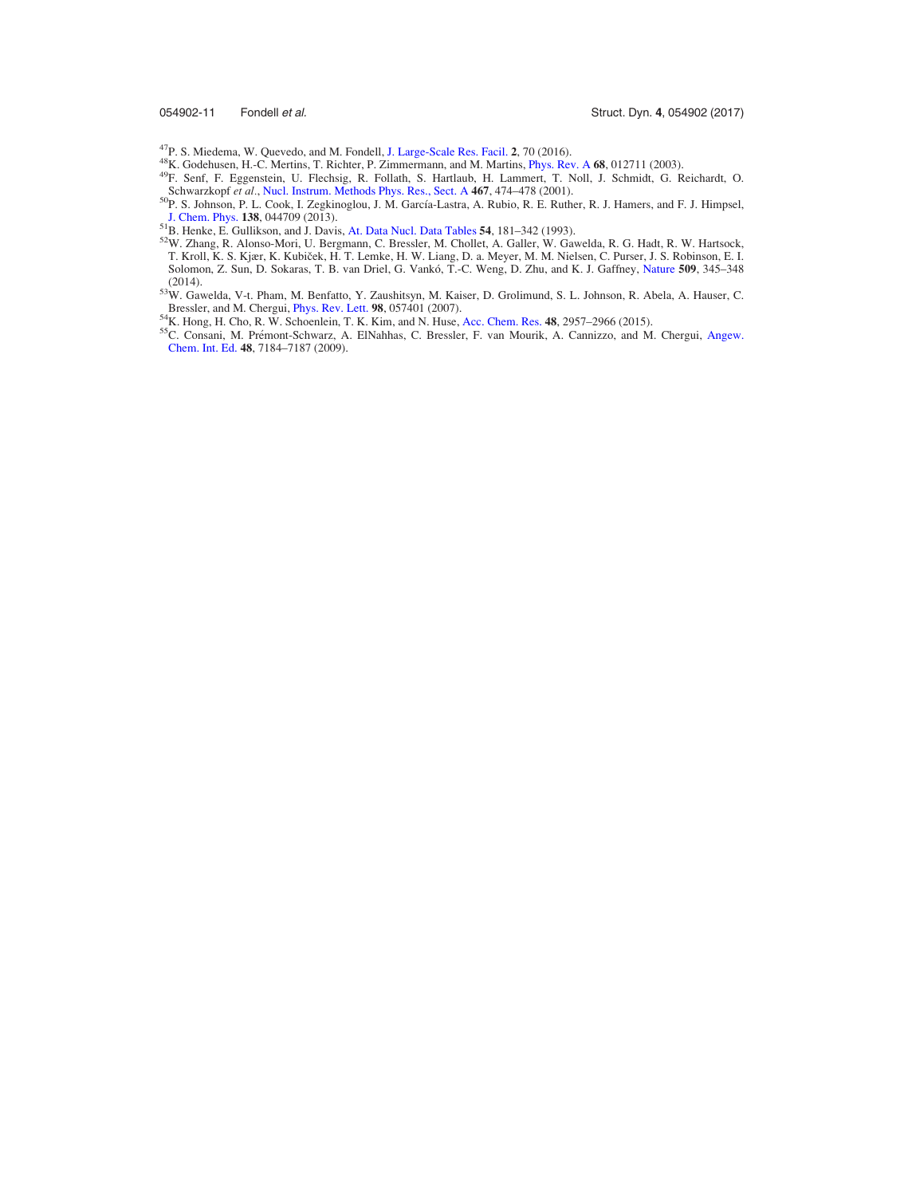[47]P. S. Miedema, W. Quevedo, and M. Fondell, J. Large-Scale Res. Facil. **2**, 70 (2016).

[48]K. Godehusen, H.-C. Mertins, T. Richter, P. Zimmermann, and M. Martins, Phys. Rev. A **68**, 012711 (2003).

[49]F. Senf, F. Eggenstein, U. Flechsig, R. Follath, S. Hartlaub, H. Lammert, T. Noll, J. Schmidt, G. Reichardt, O. Schwarzkopf *et al.*, Nucl. Instrum. Methods Phys. Res., Sect. A **467**, 474–478 (2001).

[50]P. S. Johnson, P. L. Cook, I. Zegkinoglou, J. M. García-Lastra, A. Rubio, R. E. Ruther, R. J. Hamers, and F. J. Himpsel, J. Chem. Phys. **138**, 044709 (2013).

[51]B. Henke, E. Gullikson, and J. Davis, At. Data Nucl. Data Tables **54**, 181–342 (1993).

[52]W. Zhang, R. Alonso-Mori, U. Bergmann, C. Bressler, M. Chollet, A. Galler, W. Gawelda, R. G. Hadt, R. W. Hartsock, T. Kroll, K. S. Kjær, K. Kubiček, H. T. Lemke, H. W. Liang, D. a. Meyer, M. M. Nielsen, C. Purser, J. S. Robinson, E. I. Solomon, Z. Sun, D. Sokaras, T. B. van Driel, G. Vankó, T.-C. Weng, D. Zhu, and K. J. Gaffney, Nature **509**, 345–348 (2014).

[53]W. Gawelda, V-t. Pham, M. Benfatto, Y. Zaushitsyn, M. Kaiser, D. Grolimund, S. L. Johnson, R. Abela, A. Hauser, C. Bressler, and M. Chergui, Phys. Rev. Lett. **98**, 057401 (2007).

[54]K. Hong, H. Cho, R. W. Schoenlein, T. K. Kim, and N. Huse, Acc. Chem. Res. **48**, 2957–2966 (2015).

[55]C. Consani, M. Prémont-Schwarz, A. ElNahhas, C. Bressler, F. van Mourik, A. Cannizzo, and M. Chergui, Angew. Chem. Int. Ed. **48**, 7184–7187 (2009).